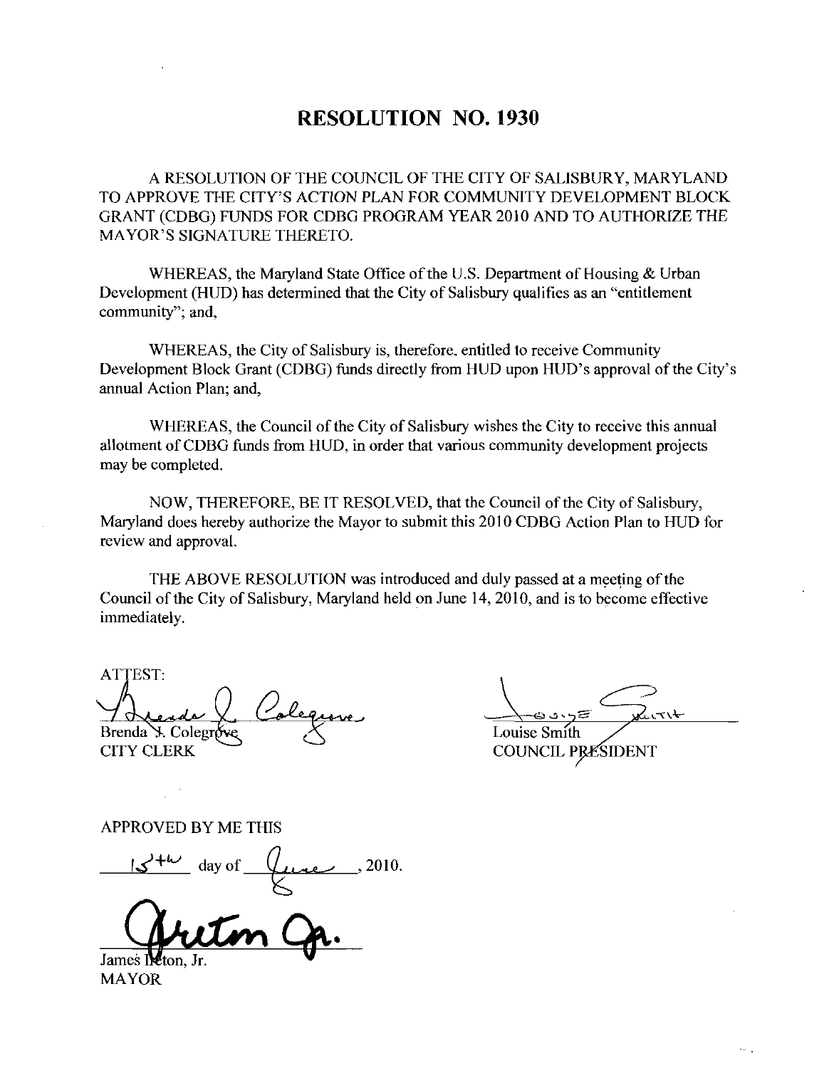# RESOLUTION NO. 1930

A RESOLUTION OF THE COUNCIL OF THE CITY OF SALISBURY, MARYLAND TO APPROVE THE CITY'S ACTION PLAN FOR COMMUNITY DEVELOPMENT BLOCK GRANT (CDBG) FUNDS FOR CDBG PROGRAM YEAR 2010 AND TO AUTHORIZE THE MAYOR'S SIGNATURE THERETO.

WHEREAS, the Maryland State Office of the U.S. Department of Housing & Urban Development (HUD) has determined that the City of Salisbury qualifies as an "entitlement community"; and,

WHEREAS, the City of Salisbury is, therefore, entitled to receive Community Development Block Grant (CDBG) funds directly from HUD upon HUD's approval of the City's annual Action Plan; and,

WHEREAS, the Council of the City of Salisbury wishes the City to receive this annual allotment of CDBG funds from HUD, in order that various community development projects may be completed.

NOW, THEREFORE, BE IT RESOLVED, that the Council of the City of Salisbury, Maryland does hereby authorize the Mayor to submit this 2010 CDBG Action Plan to HUD for review and approval.

THE ABOVE RESOLUTION was introduced and duly passed at a meeting of the Council of the City of Salisbury, Maryland held on June 14, 2010, and is to become effective immediately.

ATTEST:

Brenda J. Colegrove
CITY CLERK

Louise Smith
COUNCIL PRESIDENT

APPROVED BY ME THIS

15th day of June, 2010.

James Ireton, Jr.
MAYOR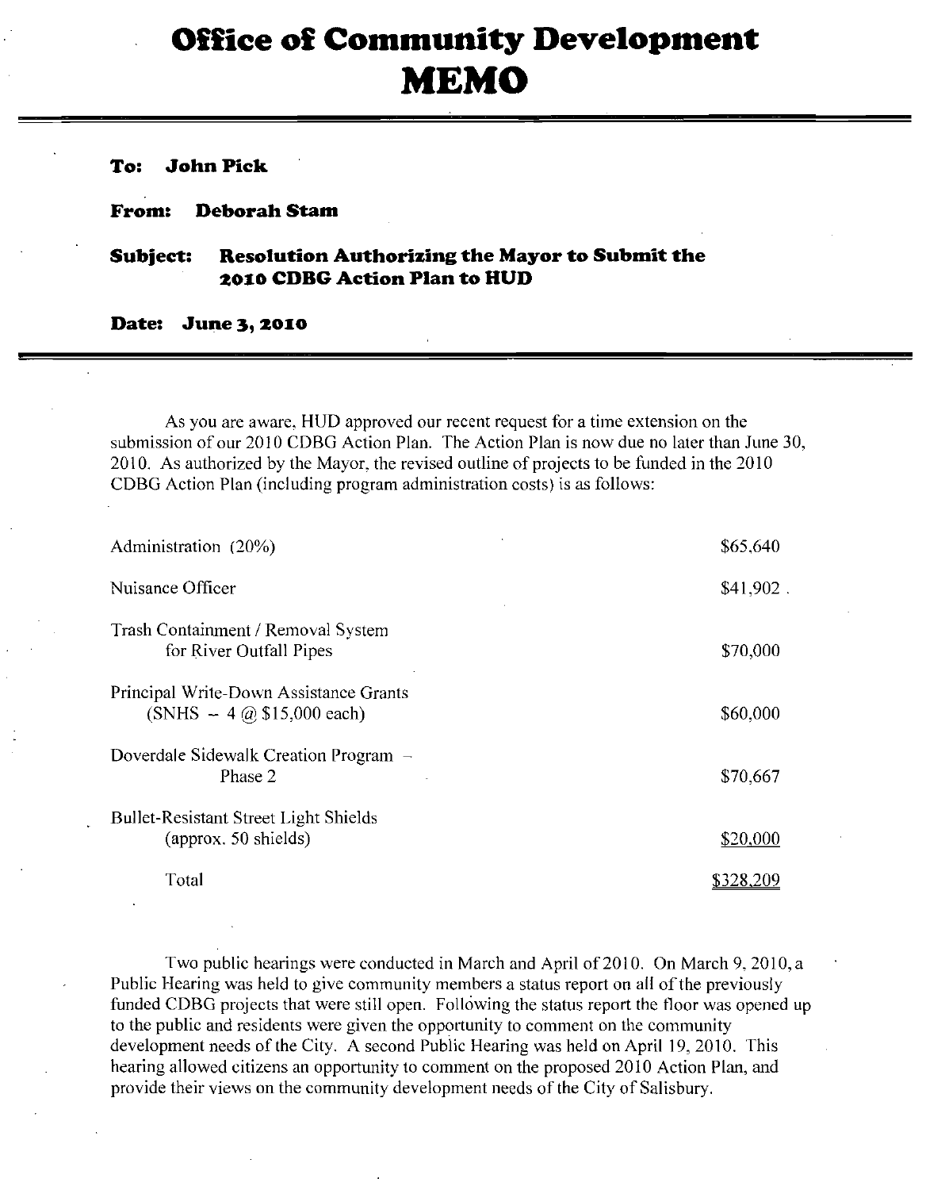# Office of Community Development
# MEMO

**To:** **John Pick**

**From:** **Deborah Stam**

**Subject:** **Resolution Authorizing the Mayor to Submit the 2010 CDBG Action Plan to HUD**

**Date:** **June 3, 2010**

As you are aware, HUD approved our recent request for a time extension on the submission of our 2010 CDBG Action Plan. The Action Plan is now due no later than June 30, 2010. As authorized by the Mayor, the revised outline of projects to be funded in the 2010 CDBG Action Plan (including program administration costs) is as follows:

| | |
|---|---|
| Administration (20%) | $65,640 |
| Nuisance Officer | $41,902 |
| Trash Containment / Removal System for River Outfall Pipes | $70,000 |
| Principal Write-Down Assistance Grants (SNHS – 4 @ $15,000 each) | $60,000 |
| Doverdale Sidewalk Creation Program – Phase 2 | $70,667 |
| Bullet-Resistant Street Light Shields (approx. 50 shields) | $20,000 |
| Total | $328,209 |

Two public hearings were conducted in March and April of 2010. On March 9, 2010, a Public Hearing was held to give community members a status report on all of the previously funded CDBG projects that were still open. Following the status report the floor was opened up to the public and residents were given the opportunity to comment on the community development needs of the City. A second Public Hearing was held on April 19, 2010. This hearing allowed citizens an opportunity to comment on the proposed 2010 Action Plan, and provide their views on the community development needs of the City of Salisbury.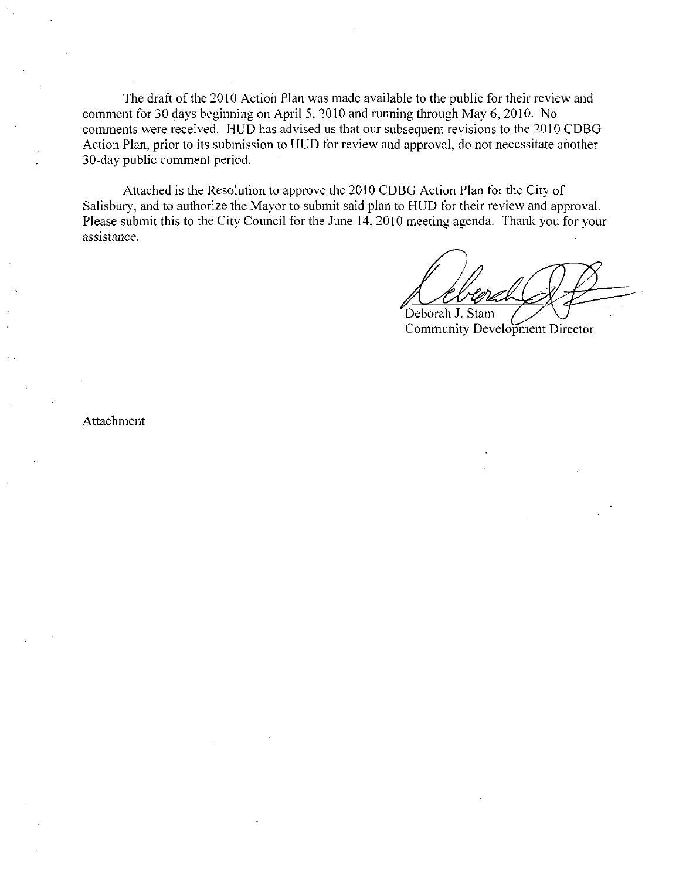The draft of the 2010 Action Plan was made available to the public for their review and comment for 30 days beginning on April 5, 2010 and running through May 6, 2010. No comments were received. HUD has advised us that our subsequent revisions to the 2010 CDBG Action Plan, prior to its submission to HUD for review and approval, do not necessitate another 30-day public comment period.

Attached is the Resolution to approve the 2010 CDBG Action Plan for the City of Salisbury, and to authorize the Mayor to submit said plan to HUD for their review and approval. Please submit this to the City Council for the June 14, 2010 meeting agenda. Thank you for your assistance.

Deborah J. Stam
Community Development Director

Attachment